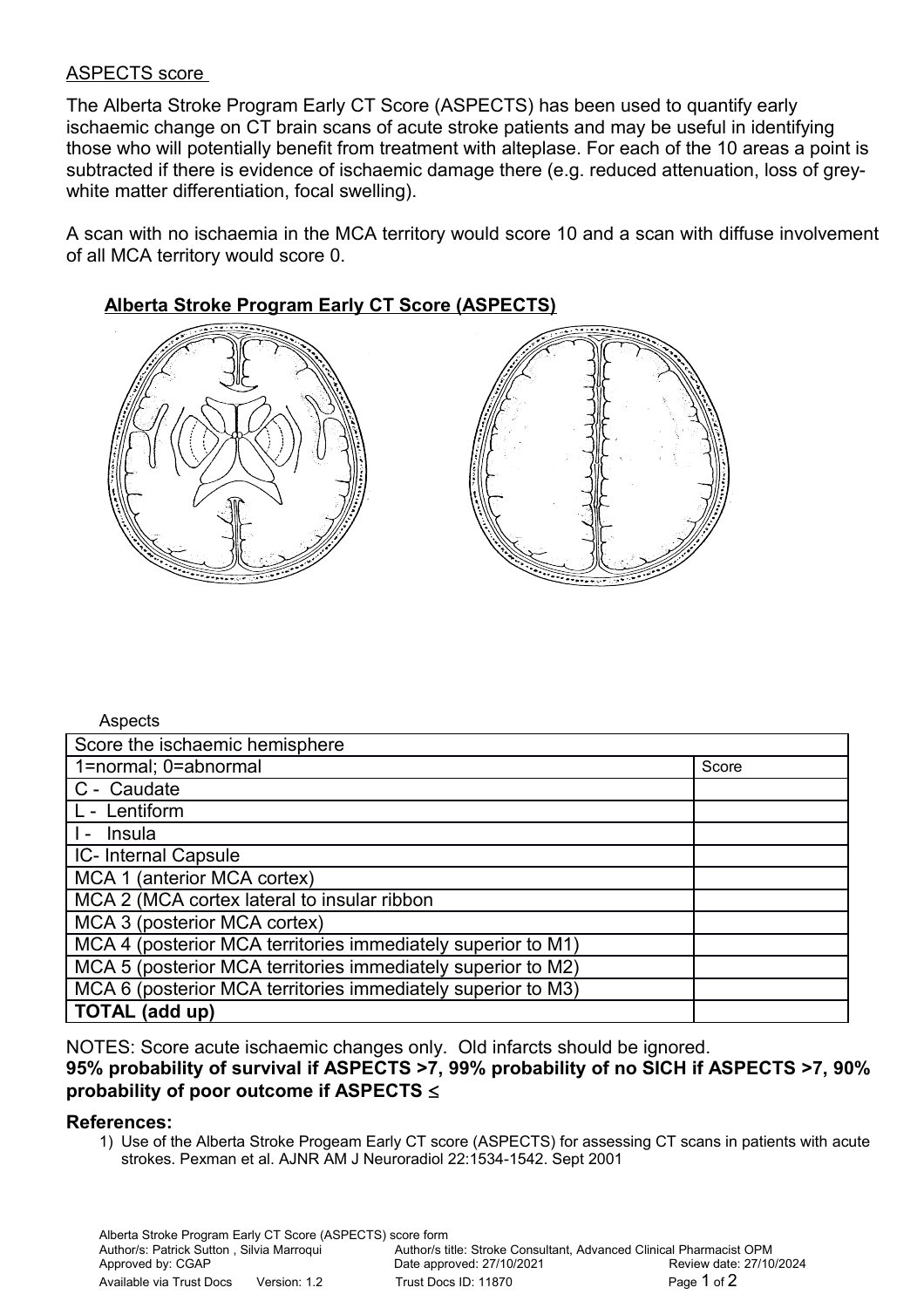ASPECTS score

The Alberta Stroke Program Early CT Score (ASPECTS) has been used to quantify early ischaemic change on CT brain scans of acute stroke patients and may be useful in identifying those who will potentially benefit from treatment with alteplase. For each of the 10 areas a point is subtracted if there is evidence of ischaemic damage there (e.g. reduced attenuation, loss of grey-white matter differentiation, focal swelling).

A scan with no ischaemia in the MCA territory would score 10 and a scan with diffuse involvement of all MCA territory would score 0.

## Alberta Stroke Program Early CT Score (ASPECTS)

Aspects

| Score the ischaemic hemisphere | |
|---|---|
| 1=normal; 0=abnormal | Score |
| C - Caudate | |
| L - Lentiform | |
| I - Insula | |
| IC- Internal Capsule | |
| MCA 1 (anterior MCA cortex) | |
| MCA 2 (MCA cortex lateral to insular ribbon | |
| MCA 3 (posterior MCA cortex) | |
| MCA 4 (posterior MCA territories immediately superior to M1) | |
| MCA 5 (posterior MCA territories immediately superior to M2) | |
| MCA 6 (posterior MCA territories immediately superior to M3) | |
| **TOTAL (add up)** | |

NOTES: Score acute ischaemic changes only. Old infarcts should be ignored.

**95% probability of survival if ASPECTS >7, 99% probability of no SICH if ASPECTS >7, 90% probability of poor outcome if ASPECTS ≤**

### References:

1) Use of the Alberta Stroke Progeam Early CT score (ASPECTS) for assessing CT scans in patients with acute strokes. Pexman et al. AJNR AM J Neuroradiol 22:1534-1542. Sept 2001

Alberta Stroke Program Early CT Score (ASPECTS) score form
Author/s: Patrick Sutton , Silvia Marroqui | Author/s title: Stroke Consultant, Advanced Clinical Pharmacist OPM
Approved by: CGAP | Date approved: 27/10/2021 | Review date: 27/10/2024
Available via Trust Docs | Version: 1.2 | Trust Docs ID: 11870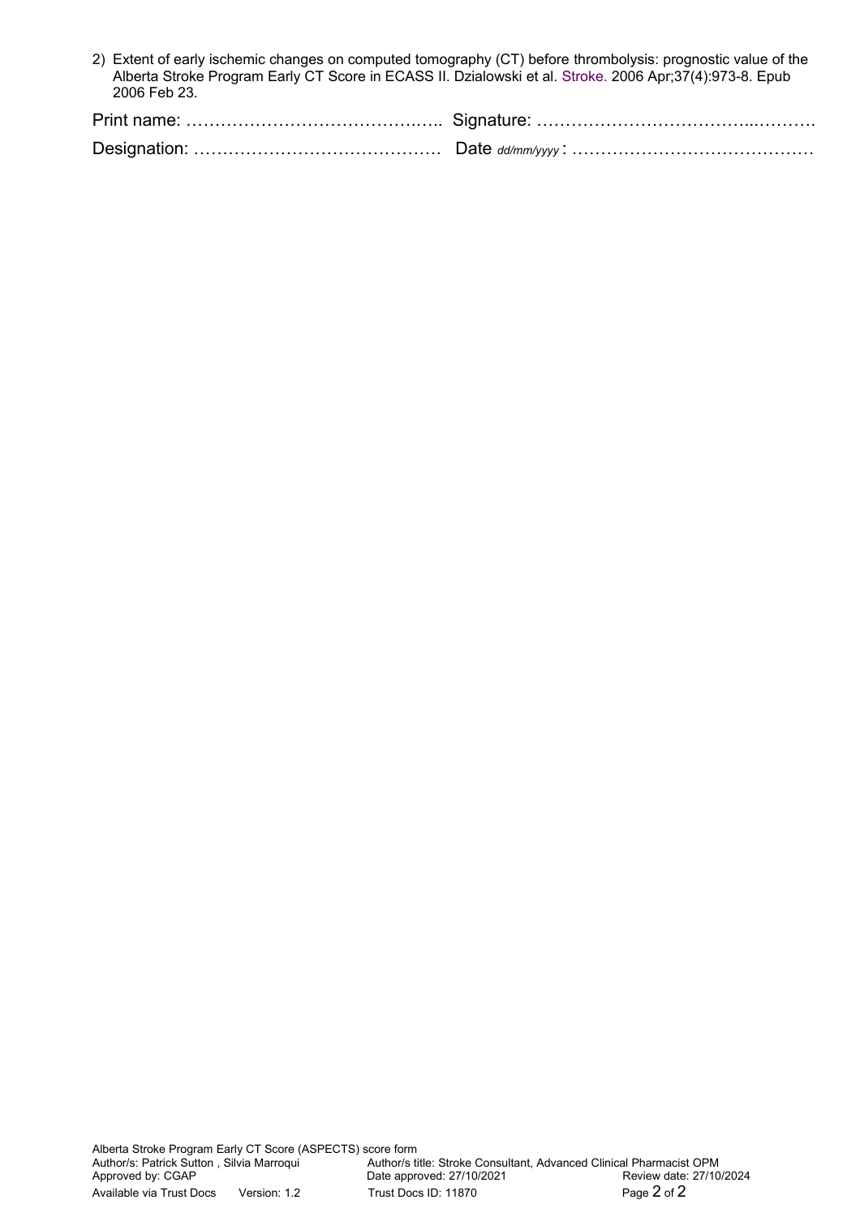2) Extent of early ischemic changes on computed tomography (CT) before thrombolysis: prognostic value of the Alberta Stroke Program Early CT Score in ECASS II. Dzialowski et al. Stroke. 2006 Apr;37(4):973-8. Epub 2006 Feb 23.

Print name: …………………………………….. Signature: ………………………………..……….

Designation: ……………………………………. Date *dd/mm/yyyy* : ……………………………………